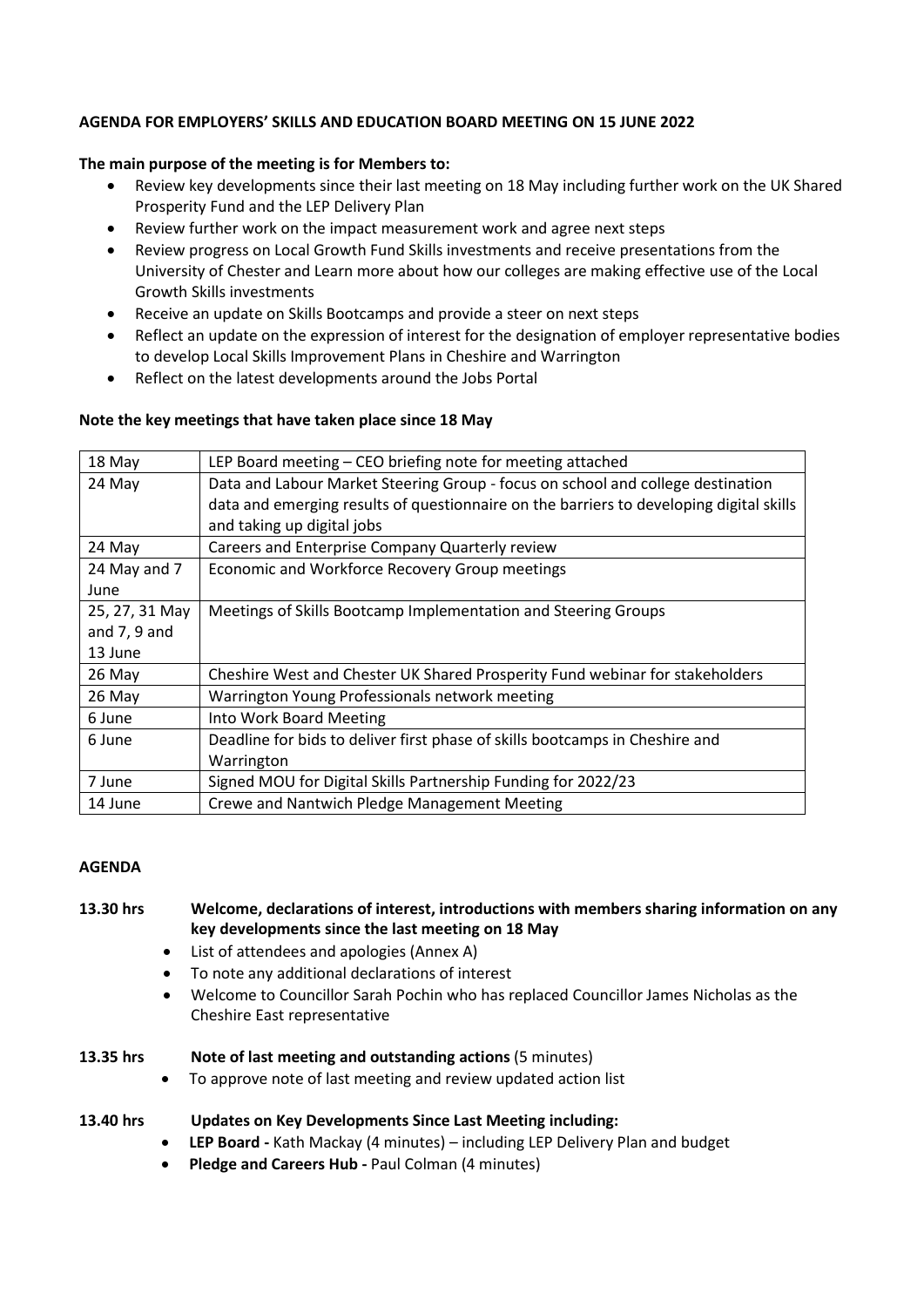**AGENDA FOR EMPLOYERS' SKILLS AND EDUCATION BOARD MEETING ON 15 JUNE 2022**

**The main purpose of the meeting is for Members to:**

- Review key developments since their last meeting on 18 May including further work on the UK Shared Prosperity Fund and the LEP Delivery Plan
- Review further work on the impact measurement work and agree next steps
- Review progress on Local Growth Fund Skills investments and receive presentations from the University of Chester and Learn more about how our colleges are making effective use of the Local Growth Skills investments
- Receive an update on Skills Bootcamps and provide a steer on next steps
- Reflect an update on the expression of interest for the designation of employer representative bodies to develop Local Skills Improvement Plans in Cheshire and Warrington
- Reflect on the latest developments around the Jobs Portal

**Note the key meetings that have taken place since 18 May**

| | |
|---|---|
| 18 May | LEP Board meeting – CEO briefing note for meeting attached |
| 24 May | Data and Labour Market Steering Group - focus on school and college destination data and emerging results of questionnaire on the barriers to developing digital skills and taking up digital jobs |
| 24 May | Careers and Enterprise Company Quarterly review |
| 24 May and 7 June | Economic and Workforce Recovery Group meetings |
| 25, 27, 31 May and 7, 9 and 13 June | Meetings of Skills Bootcamp Implementation and Steering Groups |
| 26 May | Cheshire West and Chester UK Shared Prosperity Fund webinar for stakeholders |
| 26 May | Warrington Young Professionals network meeting |
| 6 June | Into Work Board Meeting |
| 6 June | Deadline for bids to deliver first phase of skills bootcamps in Cheshire and Warrington |
| 7 June | Signed MOU for Digital Skills Partnership Funding for 2022/23 |
| 14 June | Crewe and Nantwich Pledge Management Meeting |

**AGENDA**

**13.30 hrs Welcome, declarations of interest, introductions with members sharing information on any key developments since the last meeting on 18 May**

- List of attendees and apologies (Annex A)
- To note any additional declarations of interest
- Welcome to Councillor Sarah Pochin who has replaced Councillor James Nicholas as the Cheshire East representative

**13.35 hrs Note of last meeting and outstanding actions** (5 minutes)

- To approve note of last meeting and review updated action list

**13.40 hrs Updates on Key Developments Since Last Meeting including:**

- **LEP Board -** Kath Mackay (4 minutes) – including LEP Delivery Plan and budget
- **Pledge and Careers Hub -** Paul Colman (4 minutes)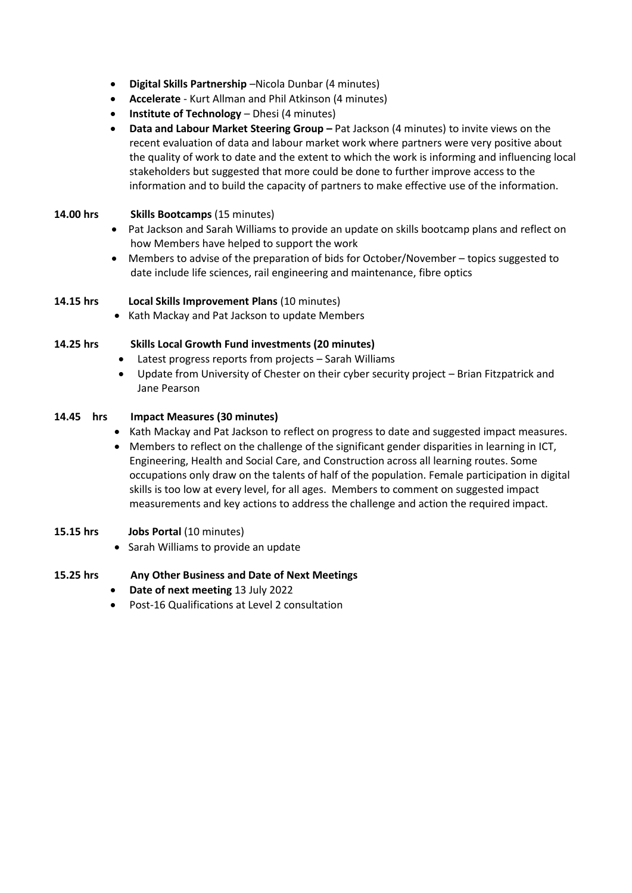- **Digital Skills Partnership** –Nicola Dunbar (4 minutes)
- **Accelerate** - Kurt Allman and Phil Atkinson (4 minutes)
- **Institute of Technology** – Dhesi (4 minutes)
- **Data and Labour Market Steering Group –** Pat Jackson (4 minutes) to invite views on the recent evaluation of data and labour market work where partners were very positive about the quality of work to date and the extent to which the work is informing and influencing local stakeholders but suggested that more could be done to further improve access to the information and to build the capacity of partners to make effective use of the information.

**14.00 hrs** **Skills Bootcamps** (15 minutes)

- Pat Jackson and Sarah Williams to provide an update on skills bootcamp plans and reflect on how Members have helped to support the work
- Members to advise of the preparation of bids for October/November – topics suggested to date include life sciences, rail engineering and maintenance, fibre optics

**14.15 hrs** **Local Skills Improvement Plans** (10 minutes)

- Kath Mackay and Pat Jackson to update Members

**14.25 hrs** **Skills Local Growth Fund investments (20 minutes)**

- Latest progress reports from projects – Sarah Williams
- Update from University of Chester on their cyber security project – Brian Fitzpatrick and Jane Pearson

**14.45 hrs** **Impact Measures (30 minutes)**

- Kath Mackay and Pat Jackson to reflect on progress to date and suggested impact measures.
- Members to reflect on the challenge of the significant gender disparities in learning in ICT, Engineering, Health and Social Care, and Construction across all learning routes. Some occupations only draw on the talents of half of the population. Female participation in digital skills is too low at every level, for all ages. Members to comment on suggested impact measurements and key actions to address the challenge and action the required impact.

**15.15 hrs** **Jobs Portal** (10 minutes)

- Sarah Williams to provide an update

**15.25 hrs** **Any Other Business and Date of Next Meetings**

- **Date of next meeting** 13 July 2022
- Post-16 Qualifications at Level 2 consultation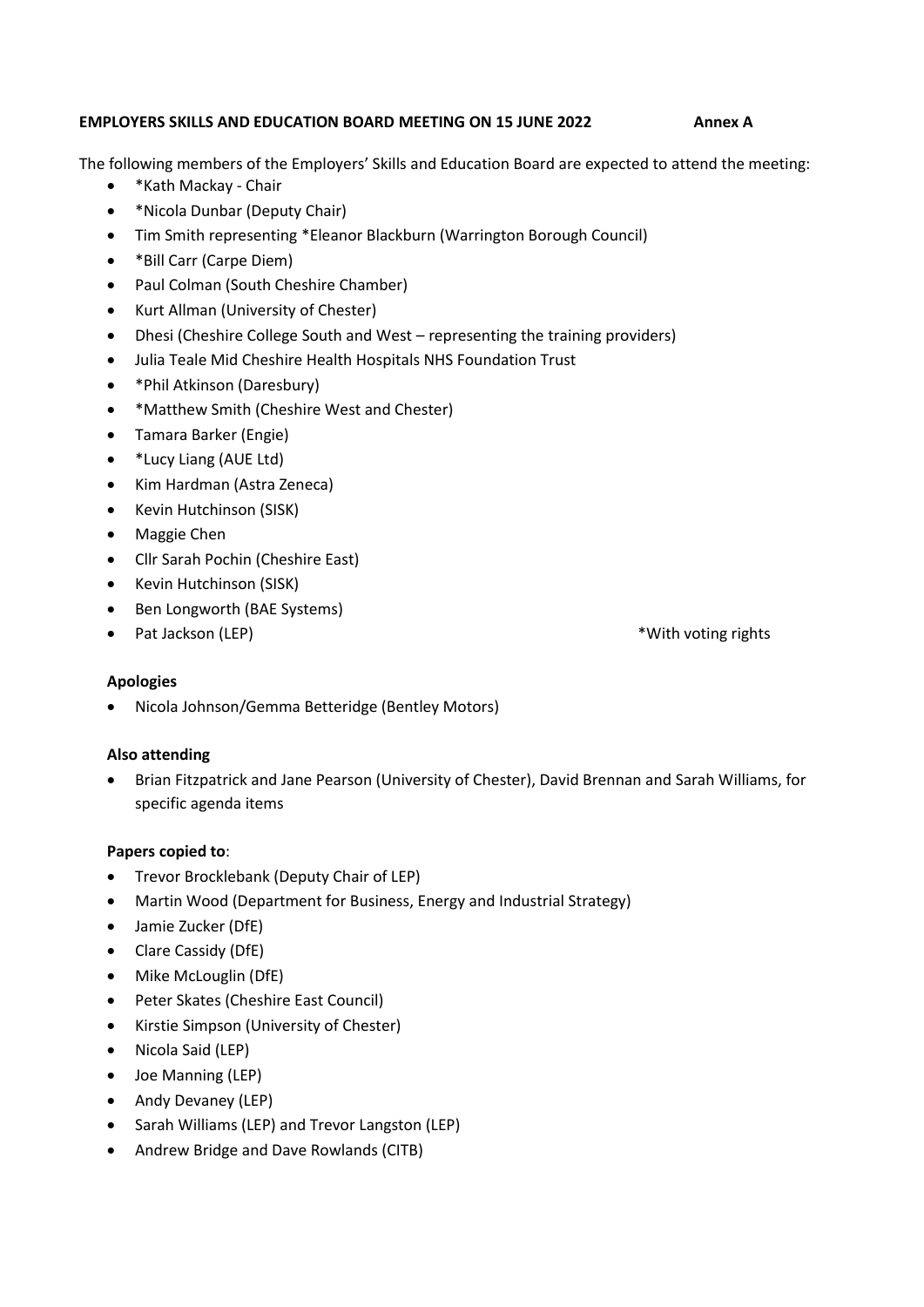**EMPLOYERS SKILLS AND EDUCATION BOARD MEETING ON 15 JUNE 2022 Annex A**

The following members of the Employers' Skills and Education Board are expected to attend the meeting:

- *Kath Mackay - Chair
- *Nicola Dunbar (Deputy Chair)
- Tim Smith representing *Eleanor Blackburn (Warrington Borough Council)
- *Bill Carr (Carpe Diem)
- Paul Colman (South Cheshire Chamber)
- Kurt Allman (University of Chester)
- Dhesi (Cheshire College South and West – representing the training providers)
- Julia Teale Mid Cheshire Health Hospitals NHS Foundation Trust
- *Phil Atkinson (Daresbury)
- *Matthew Smith (Cheshire West and Chester)
- Tamara Barker (Engie)
- *Lucy Liang (AUE Ltd)
- Kim Hardman (Astra Zeneca)
- Kevin Hutchinson (SISK)
- Maggie Chen
- Cllr Sarah Pochin (Cheshire East)
- Kevin Hutchinson (SISK)
- Ben Longworth (BAE Systems)
- Pat Jackson (LEP)

*With voting rights

**Apologies**

- Nicola Johnson/Gemma Betteridge (Bentley Motors)

**Also attending**

- Brian Fitzpatrick and Jane Pearson (University of Chester), David Brennan and Sarah Williams, for specific agenda items

**Papers copied to**:

- Trevor Brocklebank (Deputy Chair of LEP)
- Martin Wood (Department for Business, Energy and Industrial Strategy)
- Jamie Zucker (DfE)
- Clare Cassidy (DfE)
- Mike McLouglin (DfE)
- Peter Skates (Cheshire East Council)
- Kirstie Simpson (University of Chester)
- Nicola Said (LEP)
- Joe Manning (LEP)
- Andy Devaney (LEP)
- Sarah Williams (LEP) and Trevor Langston (LEP)
- Andrew Bridge and Dave Rowlands (CITB)